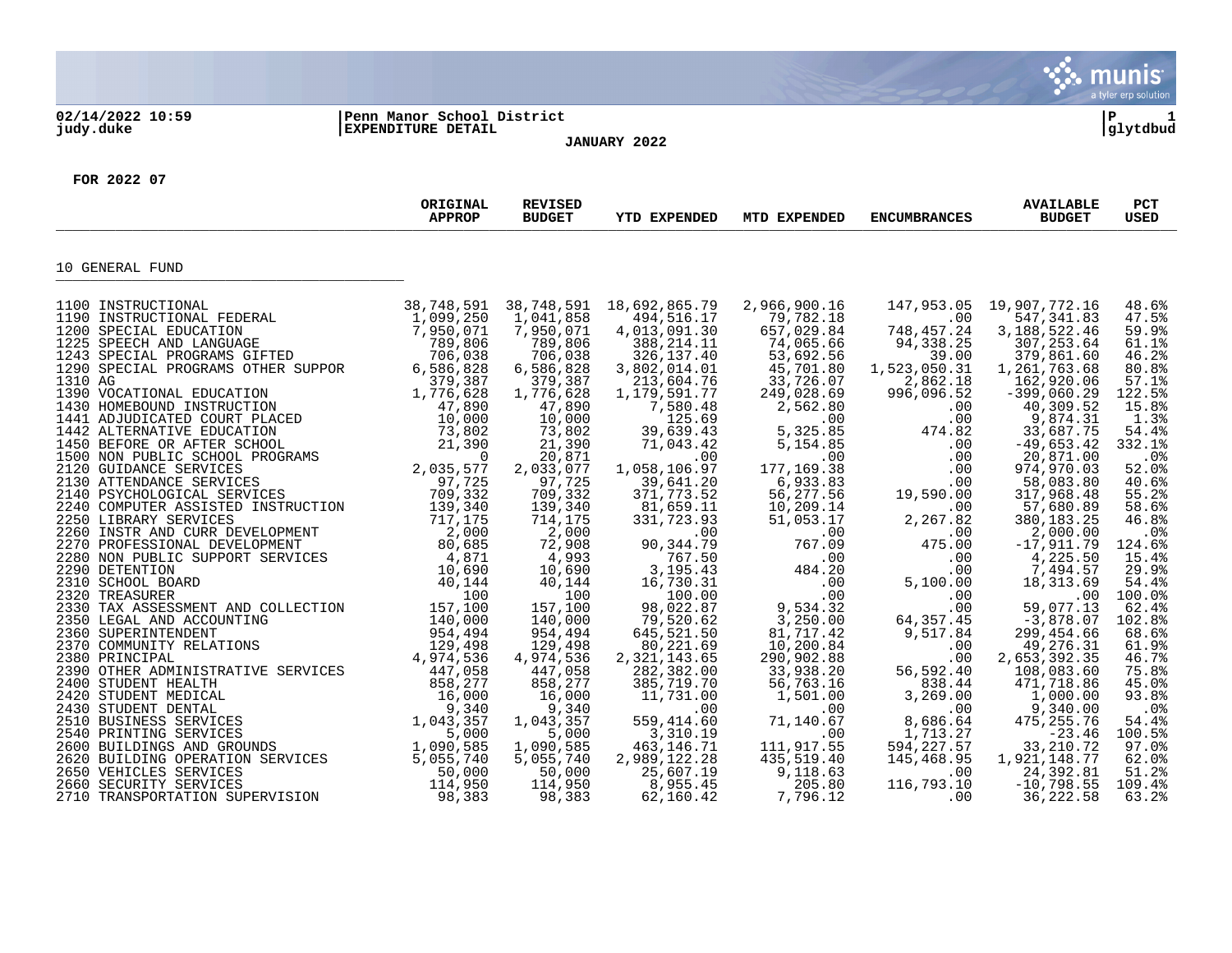02/14/2022 10:59 | Penn Manor School District | P 1
judy.duke | EXPENDITURE DETAIL | glytdbud

**JANUARY 2022**

**FOR 2022 07**

## 10 GENERAL FUND

| | ORIGINAL APPROP | REVISED BUDGET | YTD EXPENDED | MTD EXPENDED | ENCUMBRANCES | AVAILABLE BUDGET | PCT USED |
|---|---|---|---|---|---|---|---|
| 1100 INSTRUCTIONAL | 38,748,591 | 38,748,591 | 18,692,865.79 | 2,966,900.16 | 147,953.05 | 19,907,772.16 | 48.6% |
| 1190 INSTRUCTIONAL FEDERAL | 1,099,250 | 1,041,858 | 494,516.17 | 79,782.18 | .00 | 547,341.83 | 47.5% |
| 1200 SPECIAL EDUCATION | 7,950,071 | 7,950,071 | 4,013,091.30 | 657,029.84 | 748,457.24 | 3,188,522.46 | 59.9% |
| 1225 SPEECH AND LANGUAGE | 789,806 | 789,806 | 388,214.11 | 74,065.66 | 94,338.25 | 307,253.64 | 61.1% |
| 1243 SPECIAL PROGRAMS GIFTED | 706,038 | 706,038 | 326,137.40 | 53,692.56 | 39.00 | 379,861.60 | 46.2% |
| 1290 SPECIAL PROGRAMS OTHER SUPPOR | 6,586,828 | 6,586,828 | 3,802,014.01 | 45,701.80 | 1,523,050.31 | 1,261,763.68 | 80.8% |
| 1310 AG | 379,387 | 379,387 | 213,604.76 | 33,726.07 | 2,862.18 | 162,920.06 | 57.1% |
| 1390 VOCATIONAL EDUCATION | 1,776,628 | 1,776,628 | 1,179,591.77 | 249,028.69 | 996,096.52 | -399,060.29 | 122.5% |
| 1430 HOMEBOUND INSTRUCTION | 47,890 | 47,890 | 7,580.48 | 2,562.80 | .00 | 40,309.52 | 15.8% |
| 1441 ADJUDICATED COURT PLACED | 10,000 | 10,000 | 125.69 | .00 | .00 | 9,874.31 | 1.3% |
| 1442 ALTERNATIVE EDUCATION | 73,802 | 73,802 | 39,639.43 | 5,325.85 | 474.82 | 33,687.75 | 54.4% |
| 1450 BEFORE OR AFTER SCHOOL | 21,390 | 21,390 | 71,043.42 | 5,154.85 | .00 | -49,653.42 | 332.1% |
| 1500 NON PUBLIC SCHOOL PROGRAMS | 0 | 20,871 | .00 | .00 | .00 | 20,871.00 | .0% |
| 2120 GUIDANCE SERVICES | 2,035,577 | 2,033,077 | 1,058,106.97 | 177,169.38 | .00 | 974,970.03 | 52.0% |
| 2130 ATTENDANCE SERVICES | 97,725 | 97,725 | 39,641.20 | 6,933.83 | .00 | 58,083.80 | 40.6% |
| 2140 PSYCHOLOGICAL SERVICES | 709,332 | 709,332 | 371,773.52 | 56,277.56 | 19,590.00 | 317,968.48 | 55.2% |
| 2240 COMPUTER ASSISTED INSTRUCTION | 139,340 | 139,340 | 81,659.11 | 10,209.14 | .00 | 57,680.89 | 58.6% |
| 2250 LIBRARY SERVICES | 717,175 | 714,175 | 331,723.93 | 51,053.17 | 2,267.82 | 380,183.25 | 46.8% |
| 2260 INSTR AND CURR DEVELOPMENT | 2,000 | 2,000 | .00 | .00 | .00 | 2,000.00 | .0% |
| 2270 PROFESSIONAL DEVELOPMENT | 80,685 | 72,908 | 90,344.79 | 767.09 | 475.00 | -17,911.79 | 124.6% |
| 2280 NON PUBLIC SUPPORT SERVICES | 4,871 | 4,993 | 767.50 | .00 | .00 | 4,225.50 | 15.4% |
| 2290 DETENTION | 10,690 | 10,690 | 3,195.43 | 484.20 | .00 | 7,494.57 | 29.9% |
| 2310 SCHOOL BOARD | 40,144 | 40,144 | 16,730.31 | .00 | 5,100.00 | 18,313.69 | 54.4% |
| 2320 TREASURER | 100 | 100 | 100.00 | .00 | .00 | .00 | 100.0% |
| 2330 TAX ASSESSMENT AND COLLECTION | 157,100 | 157,100 | 98,022.87 | 9,534.32 | .00 | 59,077.13 | 62.4% |
| 2350 LEGAL AND ACCOUNTING | 140,000 | 140,000 | 79,520.62 | 3,250.00 | 64,357.45 | -3,878.07 | 102.8% |
| 2360 SUPERINTENDENT | 954,494 | 954,494 | 645,521.50 | 81,717.42 | 9,517.84 | 299,454.66 | 68.6% |
| 2370 COMMUNITY RELATIONS | 129,498 | 129,498 | 80,221.69 | 10,200.84 | .00 | 49,276.31 | 61.9% |
| 2380 PRINCIPAL | 4,974,536 | 4,974,536 | 2,321,143.65 | 290,902.88 | .00 | 2,653,392.35 | 46.7% |
| 2390 OTHER ADMINISTRATIVE SERVICES | 447,058 | 447,058 | 282,382.00 | 33,938.20 | 56,592.40 | 108,083.60 | 75.8% |
| 2400 STUDENT HEALTH | 858,277 | 858,277 | 385,719.70 | 56,763.16 | 838.44 | 471,718.86 | 45.0% |
| 2420 STUDENT MEDICAL | 16,000 | 16,000 | 11,731.00 | 1,501.00 | 3,269.00 | 1,000.00 | 93.8% |
| 2430 STUDENT DENTAL | 9,340 | 9,340 | .00 | .00 | .00 | 9,340.00 | .0% |
| 2510 BUSINESS SERVICES | 1,043,357 | 1,043,357 | 559,414.60 | 71,140.67 | 8,686.64 | 475,255.76 | 54.4% |
| 2540 PRINTING SERVICES | 5,000 | 5,000 | 3,310.19 | .00 | 1,713.27 | -23.46 | 100.5% |
| 2600 BUILDINGS AND GROUNDS | 1,090,585 | 1,090,585 | 463,146.71 | 111,917.55 | 594,227.57 | 33,210.72 | 97.0% |
| 2620 BUILDING OPERATION SERVICES | 5,055,740 | 5,055,740 | 2,989,122.28 | 435,519.40 | 145,468.95 | 1,921,148.77 | 62.0% |
| 2650 VEHICLES SERVICES | 50,000 | 50,000 | 25,607.19 | 9,118.63 | .00 | 24,392.81 | 51.2% |
| 2660 SECURITY SERVICES | 114,950 | 114,950 | 8,955.45 | 205.80 | 116,793.10 | -10,798.55 | 109.4% |
| 2710 TRANSPORTATION SUPERVISION | 98,383 | 98,383 | 62,160.42 | 7,796.12 | .00 | 36,222.58 | 63.2% |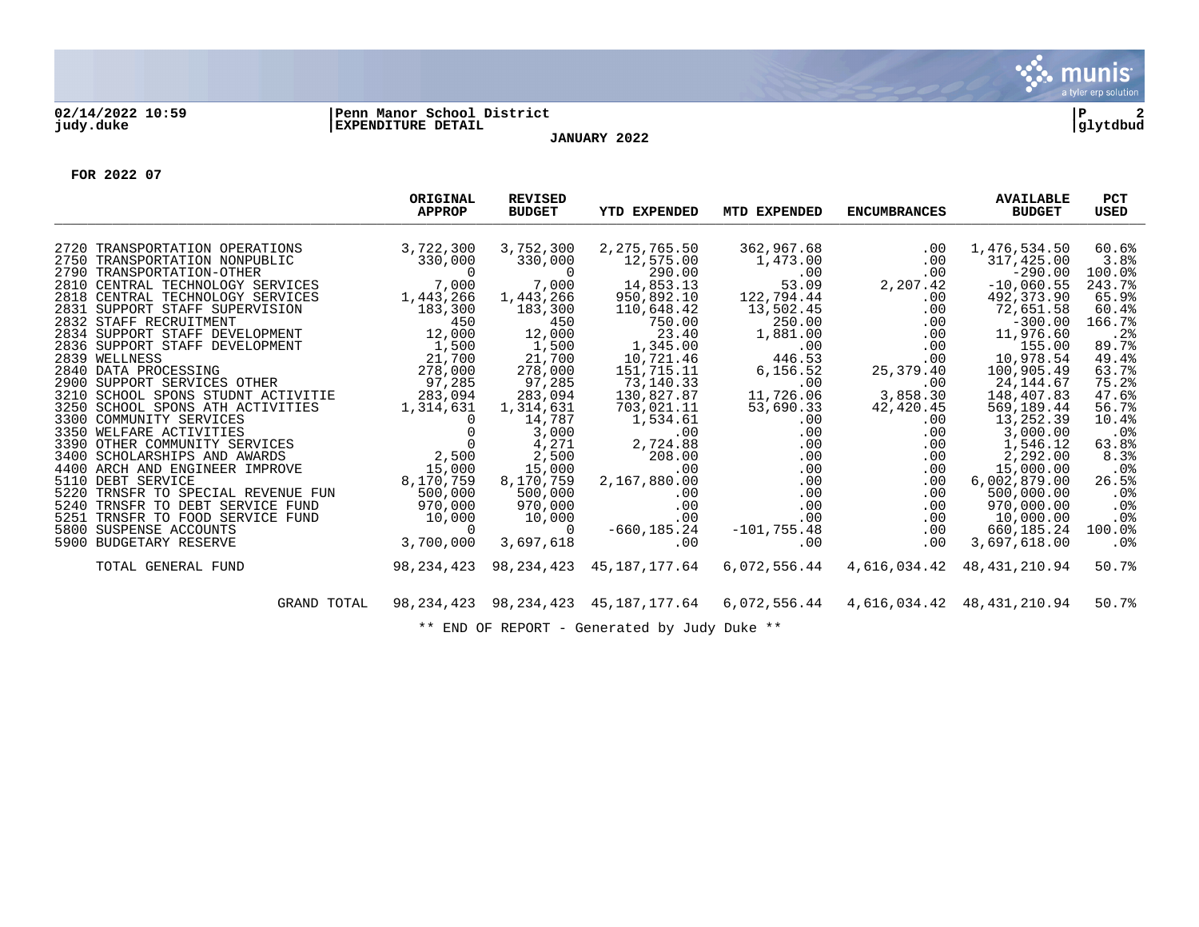02/14/2022 10:59 judy.duke

Penn Manor School District
EXPENDITURE DETAIL
JANUARY 2022

glytdbud

FOR 2022 07

| | ORIGINAL APPROP | REVISED BUDGET | YTD EXPENDED | MTD EXPENDED | ENCUMBRANCES | AVAILABLE BUDGET | PCT USED |
|---|---|---|---|---|---|---|---|
| 2720 TRANSPORTATION OPERATIONS | 3,722,300 | 3,752,300 | 2,275,765.50 | 362,967.68 | .00 | 1,476,534.50 | 60.6% |
| 2750 TRANSPORTATION NONPUBLIC | 330,000 | 330,000 | 12,575.00 | 1,473.00 | .00 | 317,425.00 | 3.8% |
| 2790 TRANSPORTATION-OTHER | 0 | 0 | 290.00 | .00 | .00 | -290.00 | 100.0% |
| 2810 CENTRAL TECHNOLOGY SERVICES | 7,000 | 7,000 | 14,853.13 | 53.09 | 2,207.42 | -10,060.55 | 243.7% |
| 2818 CENTRAL TECHNOLOGY SERVICES | 1,443,266 | 1,443,266 | 950,892.10 | 122,794.44 | .00 | 492,373.90 | 65.9% |
| 2831 SUPPORT STAFF SUPERVISION | 183,300 | 183,300 | 110,648.42 | 13,502.45 | .00 | 72,651.58 | 60.4% |
| 2832 STAFF RECRUITMENT | 450 | 450 | 750.00 | 250.00 | .00 | -300.00 | 166.7% |
| 2834 SUPPORT STAFF DEVELOPMENT | 12,000 | 12,000 | 23.40 | 1,881.00 | .00 | 11,976.60 | .2% |
| 2836 SUPPORT STAFF DEVELOPMENT | 1,500 | 1,500 | 1,345.00 | .00 | .00 | 155.00 | 89.7% |
| 2839 WELLNESS | 21,700 | 21,700 | 10,721.46 | 446.53 | .00 | 10,978.54 | 49.4% |
| 2840 DATA PROCESSING | 278,000 | 278,000 | 151,715.11 | 6,156.52 | 25,379.40 | 100,905.49 | 63.7% |
| 2900 SUPPORT SERVICES OTHER | 97,285 | 97,285 | 73,140.33 | .00 | .00 | 24,144.67 | 75.2% |
| 3210 SCHOOL SPONS STUDNT ACTIVITIE | 283,094 | 283,094 | 130,827.87 | 11,726.06 | 3,858.30 | 148,407.83 | 47.6% |
| 3250 SCHOOL SPONS ATH ACTIVITIES | 1,314,631 | 1,314,631 | 703,021.11 | 53,690.33 | 42,420.45 | 569,189.44 | 56.7% |
| 3300 COMMUNITY SERVICES | 0 | 14,787 | 1,534.61 | .00 | .00 | 13,252.39 | 10.4% |
| 3350 WELFARE ACTIVITIES | 0 | 3,000 | .00 | .00 | .00 | 3,000.00 | .0% |
| 3390 OTHER COMMUNITY SERVICES | 0 | 4,271 | 2,724.88 | .00 | .00 | 1,546.12 | 63.8% |
| 3400 SCHOLARSHIPS AND AWARDS | 2,500 | 2,500 | 208.00 | .00 | .00 | 2,292.00 | 8.3% |
| 4400 ARCH AND ENGINEER IMPROVE | 15,000 | 15,000 | .00 | .00 | .00 | 15,000.00 | .0% |
| 5110 DEBT SERVICE | 8,170,759 | 8,170,759 | 2,167,880.00 | .00 | .00 | 6,002,879.00 | 26.5% |
| 5220 TRNSFR TO SPECIAL REVENUE FUN | 500,000 | 500,000 | .00 | .00 | .00 | 500,000.00 | .0% |
| 5240 TRNSFR TO DEBT SERVICE FUND | 970,000 | 970,000 | .00 | .00 | .00 | 970,000.00 | .0% |
| 5251 TRNSFR TO FOOD SERVICE FUND | 10,000 | 10,000 | .00 | .00 | .00 | 10,000.00 | .0% |
| 5800 SUSPENSE ACCOUNTS | 0 | 0 | -660,185.24 | -101,755.48 | .00 | 660,185.24 | 100.0% |
| 5900 BUDGETARY RESERVE | 3,700,000 | 3,697,618 | .00 | .00 | .00 | 3,697,618.00 | .0% |
| TOTAL GENERAL FUND | 98,234,423 | 98,234,423 | 45,187,177.64 | 6,072,556.44 | 4,616,034.42 | 48,431,210.94 | 50.7% |
| GRAND TOTAL | 98,234,423 | 98,234,423 | 45,187,177.64 | 6,072,556.44 | 4,616,034.42 | 48,431,210.94 | 50.7% |

** END OF REPORT - Generated by Judy Duke **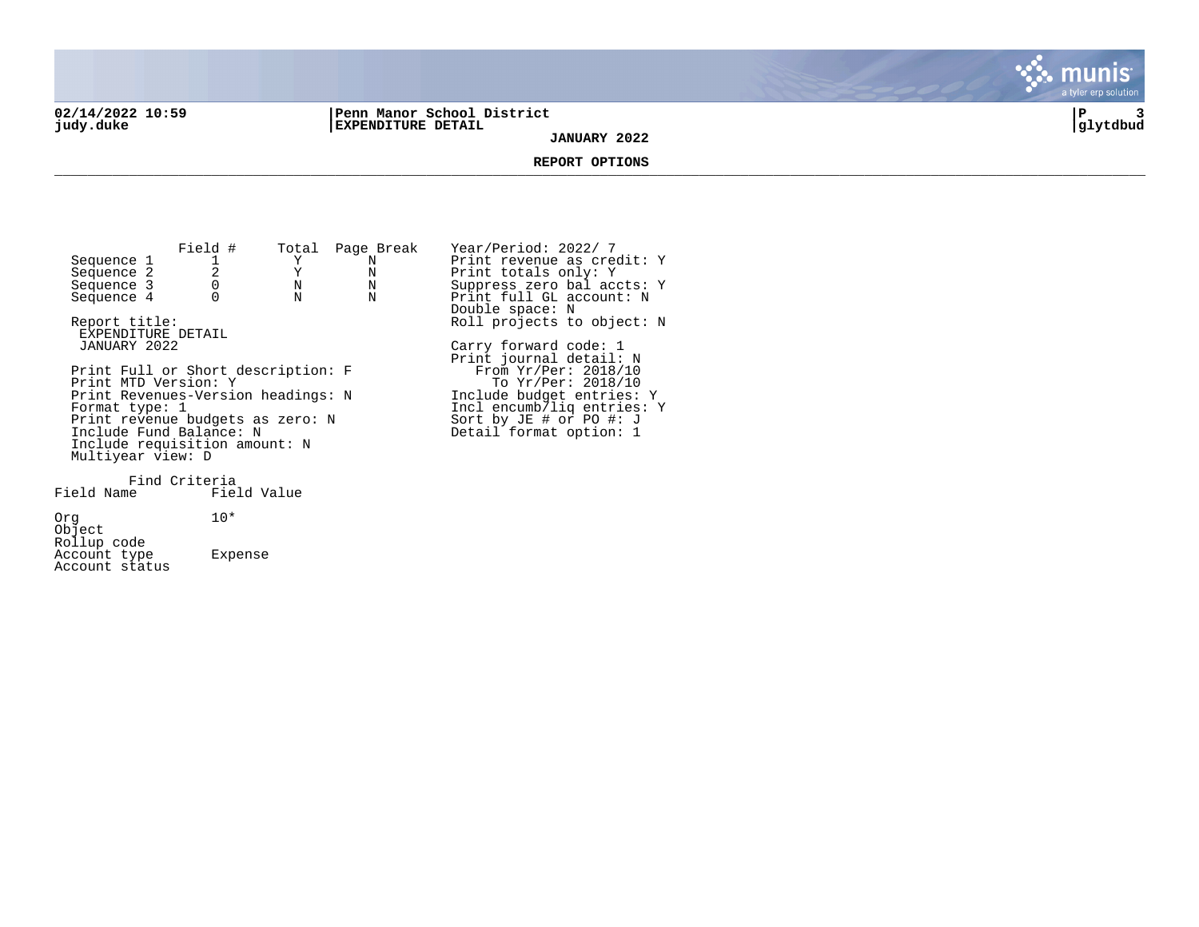**Penn Manor School District**
**EXPENDITURE DETAIL**

**JANUARY 2022**

**REPORT OPTIONS**

| | Field # | Total | Page Break |
|---|---|---|---|
| Sequence 1 | 1 | Y | N |
| Sequence 2 | 2 | Y | N |
| Sequence 3 | 0 | N | N |
| Sequence 4 | 0 | N | N |

Report title:
EXPENDITURE DETAIL
JANUARY 2022

Print Full or Short description: F
Print MTD Version: Y
Print Revenues-Version headings: N
Format type: 1
Print revenue budgets as zero: N
Include Fund Balance: N
Include requisition amount: N
Multiyear view: D

Year/Period: 2022/ 7
Print revenue as credit: Y
Print totals only: Y
Suppress zero bal accts: Y
Print full GL account: N
Double space: N
Roll projects to object: N

Carry forward code: 1
Print journal detail: N
From Yr/Per: 2018/10
To Yr/Per: 2018/10
Include budget entries: Y
Incl encumb/liq entries: Y
Sort by JE # or PO #: J
Detail format option: 1

Find Criteria

| Field Name | Field Value |
|---|---|
| Org | 10* |
| Object | |
| Rollup code | |
| Account type | Expense |
| Account status | |